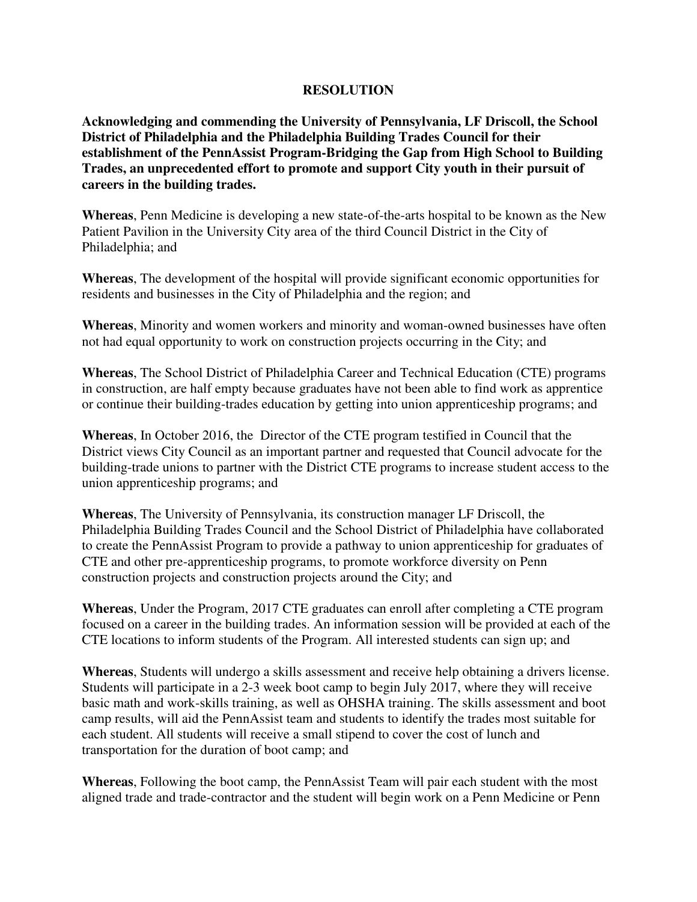# RESOLUTION

**Acknowledging and commending the University of Pennsylvania, LF Driscoll, the School District of Philadelphia and the Philadelphia Building Trades Council for their establishment of the PennAssist Program-Bridging the Gap from High School to Building Trades, an unprecedented effort to promote and support City youth in their pursuit of careers in the building trades.**

**Whereas**, Penn Medicine is developing a new state-of-the-arts hospital to be known as the New Patient Pavilion in the University City area of the third Council District in the City of Philadelphia; and

**Whereas**, The development of the hospital will provide significant economic opportunities for residents and businesses in the City of Philadelphia and the region; and

**Whereas**, Minority and women workers and minority and woman-owned businesses have often not had equal opportunity to work on construction projects occurring in the City; and

**Whereas**, The School District of Philadelphia Career and Technical Education (CTE) programs in construction, are half empty because graduates have not been able to find work as apprentice or continue their building-trades education by getting into union apprenticeship programs; and

**Whereas**, In October 2016, the Director of the CTE program testified in Council that the District views City Council as an important partner and requested that Council advocate for the building-trade unions to partner with the District CTE programs to increase student access to the union apprenticeship programs; and

**Whereas**, The University of Pennsylvania, its construction manager LF Driscoll, the Philadelphia Building Trades Council and the School District of Philadelphia have collaborated to create the PennAssist Program to provide a pathway to union apprenticeship for graduates of CTE and other pre-apprenticeship programs, to promote workforce diversity on Penn construction projects and construction projects around the City; and

**Whereas**, Under the Program, 2017 CTE graduates can enroll after completing a CTE program focused on a career in the building trades. An information session will be provided at each of the CTE locations to inform students of the Program. All interested students can sign up; and

**Whereas**, Students will undergo a skills assessment and receive help obtaining a drivers license. Students will participate in a 2-3 week boot camp to begin July 2017, where they will receive basic math and work-skills training, as well as OHSHA training. The skills assessment and boot camp results, will aid the PennAssist team and students to identify the trades most suitable for each student. All students will receive a small stipend to cover the cost of lunch and transportation for the duration of boot camp; and

**Whereas**, Following the boot camp, the PennAssist Team will pair each student with the most aligned trade and trade-contractor and the student will begin work on a Penn Medicine or Penn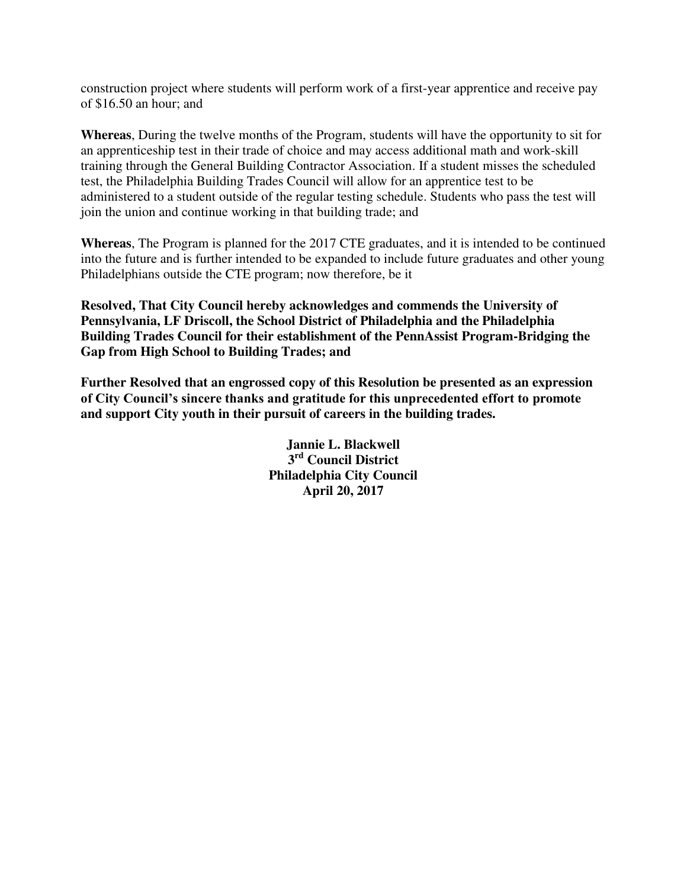construction project where students will perform work of a first-year apprentice and receive pay of $16.50 an hour; and

**Whereas**, During the twelve months of the Program, students will have the opportunity to sit for an apprenticeship test in their trade of choice and may access additional math and work-skill training through the General Building Contractor Association. If a student misses the scheduled test, the Philadelphia Building Trades Council will allow for an apprentice test to be administered to a student outside of the regular testing schedule. Students who pass the test will join the union and continue working in that building trade; and

**Whereas**, The Program is planned for the 2017 CTE graduates, and it is intended to be continued into the future and is further intended to be expanded to include future graduates and other young Philadelphians outside the CTE program; now therefore, be it

**Resolved, That City Council hereby acknowledges and commends the University of Pennsylvania, LF Driscoll, the School District of Philadelphia and the Philadelphia Building Trades Council for their establishment of the PennAssist Program-Bridging the Gap from High School to Building Trades; and**

**Further Resolved that an engrossed copy of this Resolution be presented as an expression of City Council's sincere thanks and gratitude for this unprecedented effort to promote and support City youth in their pursuit of careers in the building trades.**

**Jannie L. Blackwell**
**3rd Council District**
**Philadelphia City Council**
**April 20, 2017**